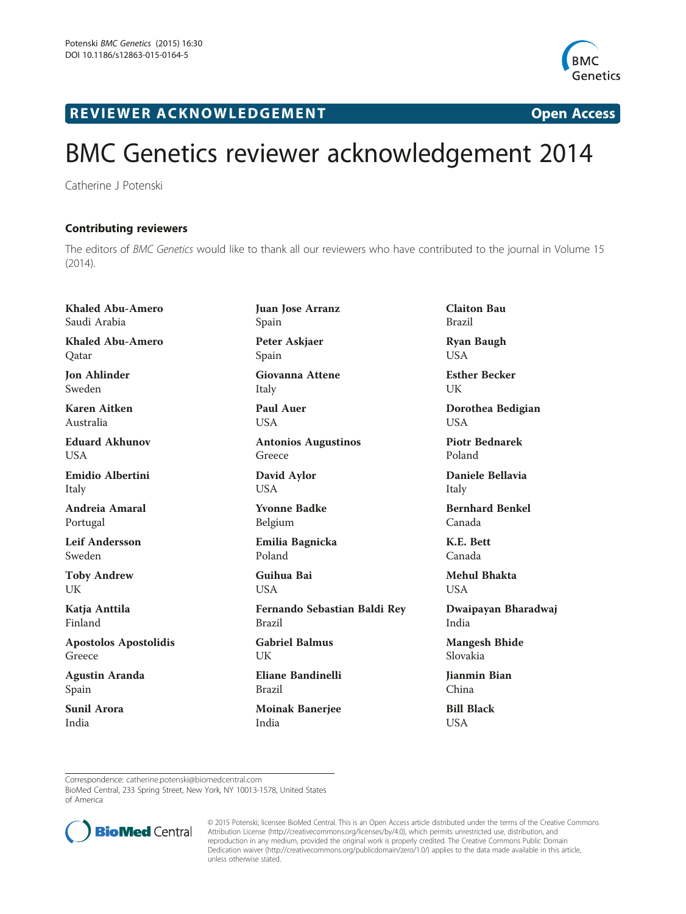# BMC Genetics reviewer acknowledgement 2014

Catherine J Potenski

## Contributing reviewers

The editors of *BMC Genetics* would like to thank all our reviewers who have contributed to the journal in Volume 15 (2014).

**Khaled Abu-Amero**
Saudi Arabia

**Khaled Abu-Amero**
Qatar

**Jon Ahlinder**
Sweden

**Karen Aitken**
Australia

**Eduard Akhunov**
USA

**Emidio Albertini**
Italy

**Andreia Amaral**
Portugal

**Leif Andersson**
Sweden

**Toby Andrew**
UK

**Katja Anttila**
Finland

**Apostolos Apostolidis**
Greece

**Agustin Aranda**
Spain

**Sunil Arora**
India

**Juan Jose Arranz**
Spain

**Peter Askjaer**
Spain

**Giovanna Attene**
Italy

**Paul Auer**
USA

**Antonios Augustinos**
Greece

**David Aylor**
USA

**Yvonne Badke**
Belgium

**Emilia Bagnicka**
Poland

**Guihua Bai**
USA

**Fernando Sebastian Baldi Rey**
Brazil

**Gabriel Balmus**
UK

**Eliane Bandinelli**
Brazil

**Moinak Banerjee**
India

**Claiton Bau**
Brazil

**Ryan Baugh**
USA

**Esther Becker**
UK

**Dorothea Bedigian**
USA

**Piotr Bednarek**
Poland

**Daniele Bellavia**
Italy

**Bernhard Benkel**
Canada

**K.E. Bett**
Canada

**Mehul Bhakta**
USA

**Dwaipayan Bharadwaj**
India

**Mangesh Bhide**
Slovakia

**Jianmin Bian**
China

**Bill Black**
USA

Correspondence: catherine.potenski@biomedcentral.com
BioMed Central, 233 Spring Street, New York, NY 10013-1578, United States of America

© 2015 Potenski; licensee BioMed Central. This is an Open Access article distributed under the terms of the Creative Commons Attribution License (http://creativecommons.org/licenses/by/4.0), which permits unrestricted use, distribution, and reproduction in any medium, provided the original work is properly credited. The Creative Commons Public Domain Dedication waiver (http://creativecommons.org/publicdomain/zero/1.0/) applies to the data made available in this article, unless otherwise stated.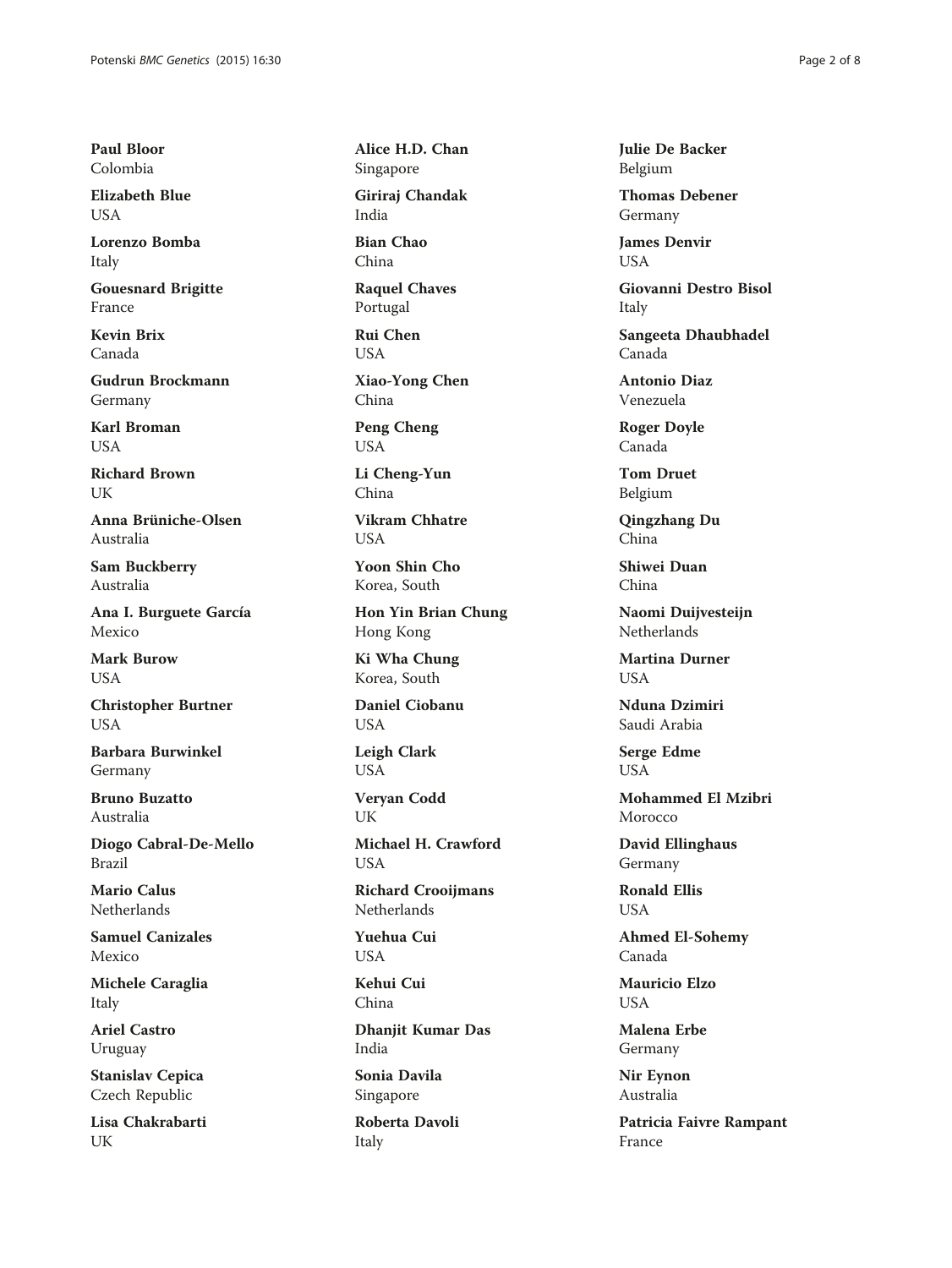**Paul Bloor**
Colombia

**Elizabeth Blue**
USA

**Lorenzo Bomba**
Italy

**Gouesnard Brigitte**
France

**Kevin Brix**
Canada

**Gudrun Brockmann**
Germany

**Karl Broman**
USA

**Richard Brown**
UK

**Anna Brüniche-Olsen**
Australia

**Sam Buckberry**
Australia

**Ana I. Burguete García**
Mexico

**Mark Burow**
USA

**Christopher Burtner**
USA

**Barbara Burwinkel**
Germany

**Bruno Buzatto**
Australia

**Diogo Cabral-De-Mello**
Brazil

**Mario Calus**
Netherlands

**Samuel Canizales**
Mexico

**Michele Caraglia**
Italy

**Ariel Castro**
Uruguay

**Stanislav Cepica**
Czech Republic

**Lisa Chakrabarti**
UK

**Alice H.D. Chan**
Singapore

**Giriraj Chandak**
India

**Bian Chao**
China

**Raquel Chaves**
Portugal

**Rui Chen**
USA

**Xiao-Yong Chen**
China

**Peng Cheng**
USA

**Li Cheng-Yun**
China

**Vikram Chhatre**
USA

**Yoon Shin Cho**
Korea, South

**Hon Yin Brian Chung**
Hong Kong

**Ki Wha Chung**
Korea, South

**Daniel Ciobanu**
USA

**Leigh Clark**
USA

**Veryan Codd**
UK

**Michael H. Crawford**
USA

**Richard Crooijmans**
Netherlands

**Yuehua Cui**
USA

**Kehui Cui**
China

**Dhanjit Kumar Das**
India

**Sonia Davila**
Singapore

**Roberta Davoli**
Italy

**Julie De Backer**
Belgium

**Thomas Debener**
Germany

**James Denvir**
USA

**Giovanni Destro Bisol**
Italy

**Sangeeta Dhaubhadel**
Canada

**Antonio Diaz**
Venezuela

**Roger Doyle**
Canada

**Tom Druet**
Belgium

**Qingzhang Du**
China

**Shiwei Duan**
China

**Naomi Duijvesteijn**
Netherlands

**Martina Durner**
USA

**Nduna Dzimiri**
Saudi Arabia

**Serge Edme**
USA

**Mohammed El Mzibri**
Morocco

**David Ellinghaus**
Germany

**Ronald Ellis**
USA

**Ahmed El-Sohemy**
Canada

**Mauricio Elzo**
USA

**Malena Erbe**
Germany

**Nir Eynon**
Australia

**Patricia Faivre Rampant**
France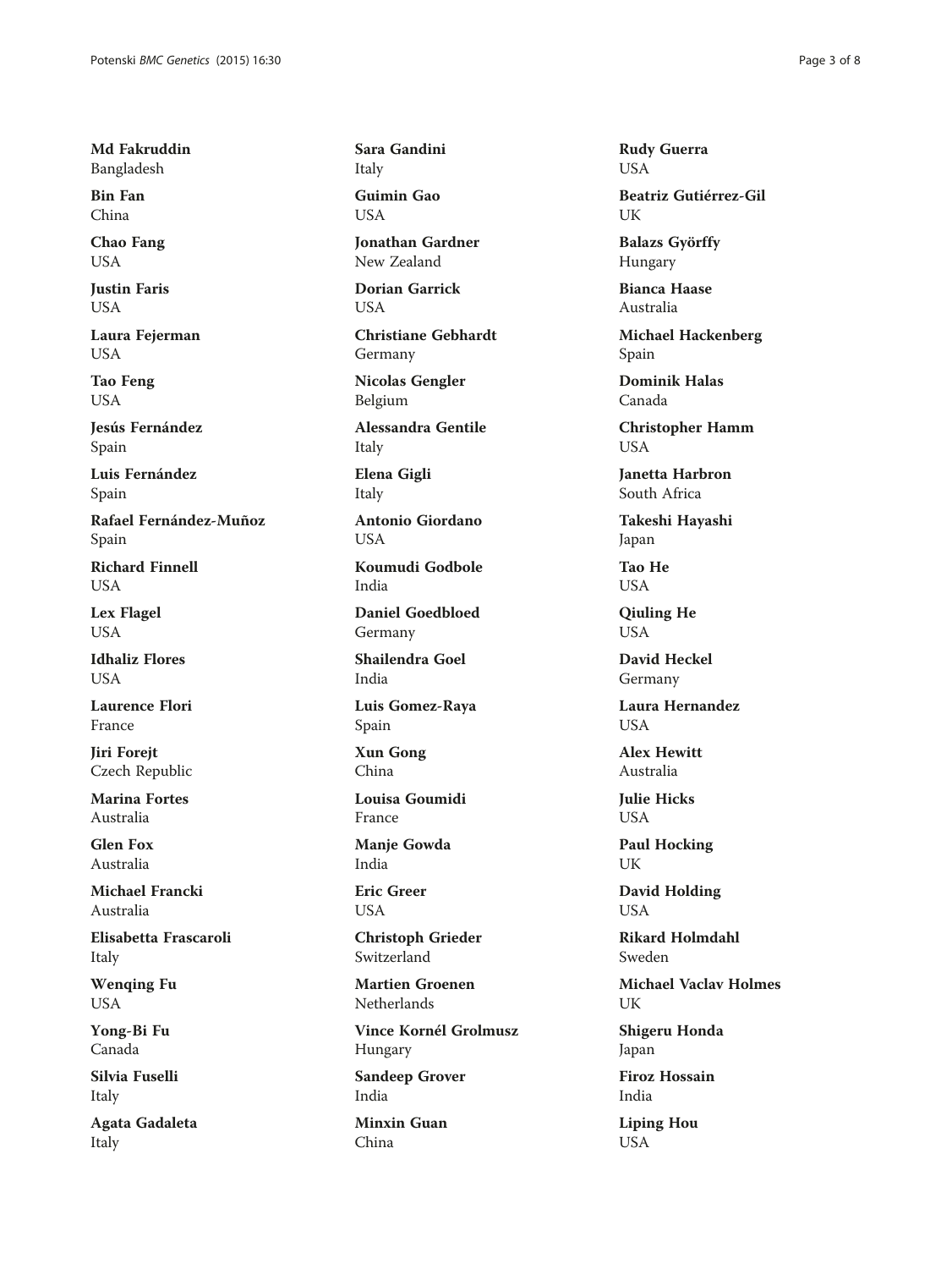**Md Fakruddin**
Bangladesh

**Bin Fan**
China

**Chao Fang**
USA

**Justin Faris**
USA

**Laura Fejerman**
USA

**Tao Feng**
USA

**Jesús Fernández**
Spain

**Luis Fernández**
Spain

**Rafael Fernández-Muñoz**
Spain

**Richard Finnell**
USA

**Lex Flagel**
USA

**Idhaliz Flores**
USA

**Laurence Flori**
France

**Jiri Forejt**
Czech Republic

**Marina Fortes**
Australia

**Glen Fox**
Australia

**Michael Francki**
Australia

**Elisabetta Frascaroli**
Italy

**Wenqing Fu**
USA

**Yong-Bi Fu**
Canada

**Silvia Fuselli**
Italy

**Agata Gadaleta**
Italy

**Sara Gandini**
Italy

**Guimin Gao**
USA

**Jonathan Gardner**
New Zealand

**Dorian Garrick**
USA

**Christiane Gebhardt**
Germany

**Nicolas Gengler**
Belgium

**Alessandra Gentile**
Italy

**Elena Gigli**
Italy

**Antonio Giordano**
USA

**Koumudi Godbole**
India

**Daniel Goedbloed**
Germany

**Shailendra Goel**
India

**Luis Gomez-Raya**
Spain

**Xun Gong**
China

**Louisa Goumidi**
France

**Manje Gowda**
India

**Eric Greer**
USA

**Christoph Grieder**
Switzerland

**Martien Groenen**
Netherlands

**Vince Kornél Grolmusz**
Hungary

**Sandeep Grover**
India

**Minxin Guan**
China

**Rudy Guerra**
USA

**Beatriz Gutiérrez-Gil**
UK

**Balazs Györffy**
Hungary

**Bianca Haase**
Australia

**Michael Hackenberg**
Spain

**Dominik Halas**
Canada

**Christopher Hamm**
USA

**Janetta Harbron**
South Africa

**Takeshi Hayashi**
Japan

**Tao He**
USA

**Qiuling He**
USA

**David Heckel**
Germany

**Laura Hernandez**
USA

**Alex Hewitt**
Australia

**Julie Hicks**
USA

**Paul Hocking**
UK

**David Holding**
USA

**Rikard Holmdahl**
Sweden

**Michael Vaclav Holmes**
UK

**Shigeru Honda**
Japan

**Firoz Hossain**
India

**Liping Hou**
USA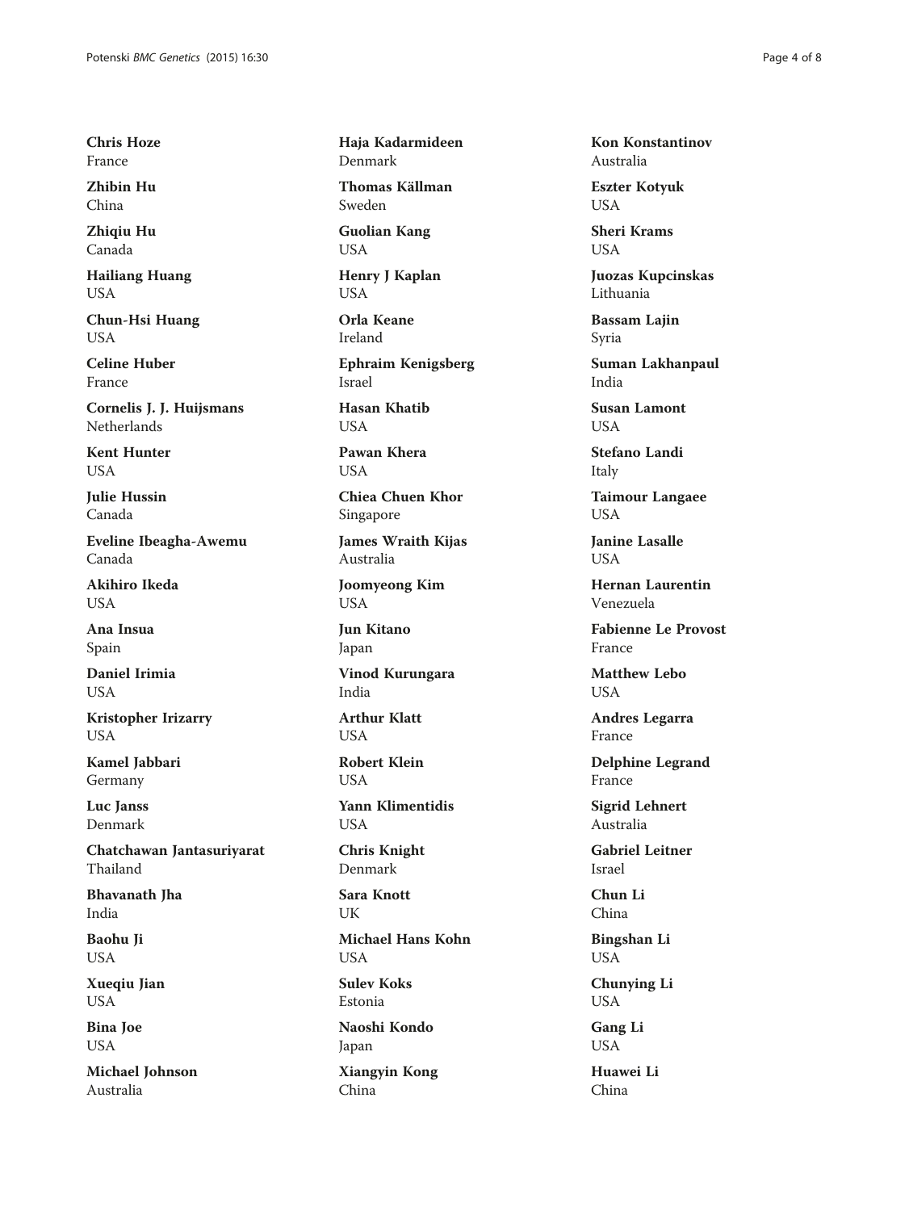**Chris Hoze**
France

**Zhibin Hu**
China

**Zhiqiu Hu**
Canada

**Hailiang Huang**
USA

**Chun-Hsi Huang**
USA

**Celine Huber**
France

**Cornelis J. J. Huijsmans**
Netherlands

**Kent Hunter**
USA

**Julie Hussin**
Canada

**Eveline Ibeagha-Awemu**
Canada

**Akihiro Ikeda**
USA

**Ana Insua**
Spain

**Daniel Irimia**
USA

**Kristopher Irizarry**
USA

**Kamel Jabbari**
Germany

**Luc Janss**
Denmark

**Chatchawan Jantasuriyarat**
Thailand

**Bhavanath Jha**
India

**Baohu Ji**
USA

**Xueqiu Jian**
USA

**Bina Joe**
USA

**Michael Johnson**
Australia

**Haja Kadarmideen**
Denmark

**Thomas Källman**
Sweden

**Guolian Kang**
USA

**Henry J Kaplan**
USA

**Orla Keane**
Ireland

**Ephraim Kenigsberg**
Israel

**Hasan Khatib**
USA

**Pawan Khera**
USA

**Chiea Chuen Khor**
Singapore

**James Wraith Kijas**
Australia

**Joomyeong Kim**
USA

**Jun Kitano**
Japan

**Vinod Kurungara**
India

**Arthur Klatt**
USA

**Robert Klein**
USA

**Yann Klimentidis**
USA

**Chris Knight**
Denmark

**Sara Knott**
UK

**Michael Hans Kohn**
USA

**Sulev Koks**
Estonia

**Naoshi Kondo**
Japan

**Xiangyin Kong**
China

**Kon Konstantinov**
Australia

**Eszter Kotyuk**
USA

**Sheri Krams**
USA

**Juozas Kupcinskas**
Lithuania

**Bassam Lajin**
Syria

**Suman Lakhanpaul**
India

**Susan Lamont**
USA

**Stefano Landi**
Italy

**Taimour Langaee**
USA

**Janine Lasalle**
USA

**Hernan Laurentin**
Venezuela

**Fabienne Le Provost**
France

**Matthew Lebo**
USA

**Andres Legarra**
France

**Delphine Legrand**
France

**Sigrid Lehnert**
Australia

**Gabriel Leitner**
Israel

**Chun Li**
China

**Bingshan Li**
USA

**Chunying Li**
USA

**Gang Li**
USA

**Huawei Li**
China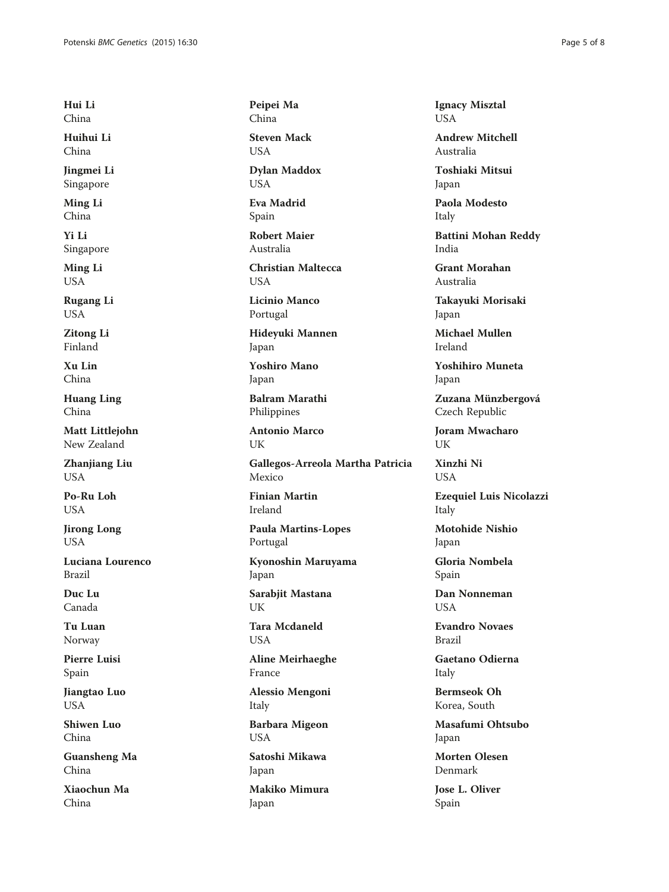**Hui Li**
China

**Huihui Li**
China

**Jingmei Li**
Singapore

**Ming Li**
China

**Yi Li**
Singapore

**Ming Li**
USA

**Rugang Li**
USA

**Zitong Li**
Finland

**Xu Lin**
China

**Huang Ling**
China

**Matt Littlejohn**
New Zealand

**Zhanjiang Liu**
USA

**Po-Ru Loh**
USA

**Jirong Long**
USA

**Luciana Lourenco**
Brazil

**Duc Lu**
Canada

**Tu Luan**
Norway

**Pierre Luisi**
Spain

**Jiangtao Luo**
USA

**Shiwen Luo**
China

**Guansheng Ma**
China

**Xiaochun Ma**
China

**Peipei Ma**
China

**Steven Mack**
USA

**Dylan Maddox**
USA

**Eva Madrid**
Spain

**Robert Maier**
Australia

**Christian Maltecca**
USA

**Licinio Manco**
Portugal

**Hideyuki Mannen**
Japan

**Yoshiro Mano**
Japan

**Balram Marathi**
Philippines

**Antonio Marco**
UK

**Gallegos-Arreola Martha Patricia**
Mexico

**Finian Martin**
Ireland

**Paula Martins-Lopes**
Portugal

**Kyonoshin Maruyama**
Japan

**Sarabjit Mastana**
UK

**Tara Mcdaneld**
USA

**Aline Meirhaeghe**
France

**Alessio Mengoni**
Italy

**Barbara Migeon**
USA

**Satoshi Mikawa**
Japan

**Makiko Mimura**
Japan

**Ignacy Misztal**
USA

**Andrew Mitchell**
Australia

**Toshiaki Mitsui**
Japan

**Paola Modesto**
Italy

**Battini Mohan Reddy**
India

**Grant Morahan**
Australia

**Takayuki Morisaki**
Japan

**Michael Mullen**
Ireland

**Yoshihiro Muneta**
Japan

**Zuzana Münzbergová**
Czech Republic

**Joram Mwacharo**
UK

**Xinzhi Ni**
USA

**Ezequiel Luis Nicolazzi**
Italy

**Motohide Nishio**
Japan

**Gloria Nombela**
Spain

**Dan Nonneman**
USA

**Evandro Novaes**
Brazil

**Gaetano Odierna**
Italy

**Bermseok Oh**
Korea, South

**Masafumi Ohtsubo**
Japan

**Morten Olesen**
Denmark

**Jose L. Oliver**
Spain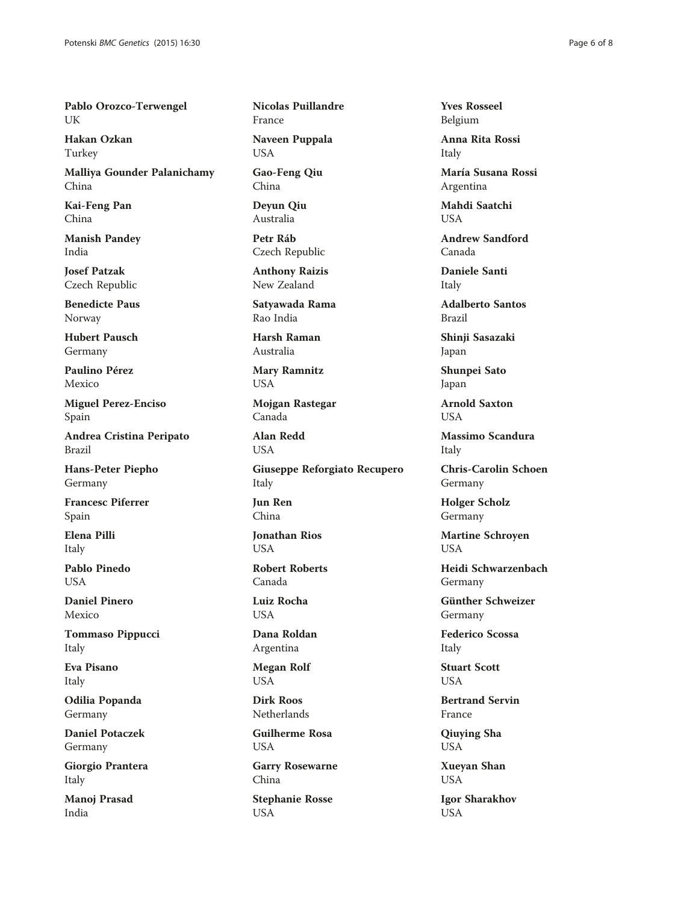**Pablo Orozco-Terwengel**
UK

**Hakan Ozkan**
Turkey

**Malliya Gounder Palanichamy**
China

**Kai-Feng Pan**
China

**Manish Pandey**
India

**Josef Patzak**
Czech Republic

**Benedicte Paus**
Norway

**Hubert Pausch**
Germany

**Paulino Pérez**
Mexico

**Miguel Perez-Enciso**
Spain

**Andrea Cristina Peripato**
Brazil

**Hans-Peter Piepho**
Germany

**Francesc Piferrer**
Spain

**Elena Pilli**
Italy

**Pablo Pinedo**
USA

**Daniel Pinero**
Mexico

**Tommaso Pippucci**
Italy

**Eva Pisano**
Italy

**Odilia Popanda**
Germany

**Daniel Potaczek**
Germany

**Giorgio Prantera**
Italy

**Manoj Prasad**
India

**Nicolas Puillandre**
France

**Naveen Puppala**
USA

**Gao-Feng Qiu**
China

**Deyun Qiu**
Australia

**Petr Ráb**
Czech Republic

**Anthony Raizis**
New Zealand

**Satyawada Rama**
Rao India

**Harsh Raman**
Australia

**Mary Ramnitz**
USA

**Mojgan Rastegar**
Canada

**Alan Redd**
USA

**Giuseppe Reforgiato Recupero**
Italy

**Jun Ren**
China

**Jonathan Rios**
USA

**Robert Roberts**
Canada

**Luiz Rocha**
USA

**Dana Roldan**
Argentina

**Megan Rolf**
USA

**Dirk Roos**
Netherlands

**Guilherme Rosa**
USA

**Garry Rosewarne**
China

**Stephanie Rosse**
USA

**Yves Rosseel**
Belgium

**Anna Rita Rossi**
Italy

**María Susana Rossi**
Argentina

**Mahdi Saatchi**
USA

**Andrew Sandford**
Canada

**Daniele Santi**
Italy

**Adalberto Santos**
Brazil

**Shinji Sasazaki**
Japan

**Shunpei Sato**
Japan

**Arnold Saxton**
USA

**Massimo Scandura**
Italy

**Chris-Carolin Schoen**
Germany

**Holger Scholz**
Germany

**Martine Schroyen**
USA

**Heidi Schwarzenbach**
Germany

**Günther Schweizer**
Germany

**Federico Scossa**
Italy

**Stuart Scott**
USA

**Bertrand Servin**
France

**Qiuying Sha**
USA

**Xueyan Shan**
USA

**Igor Sharakhov**
USA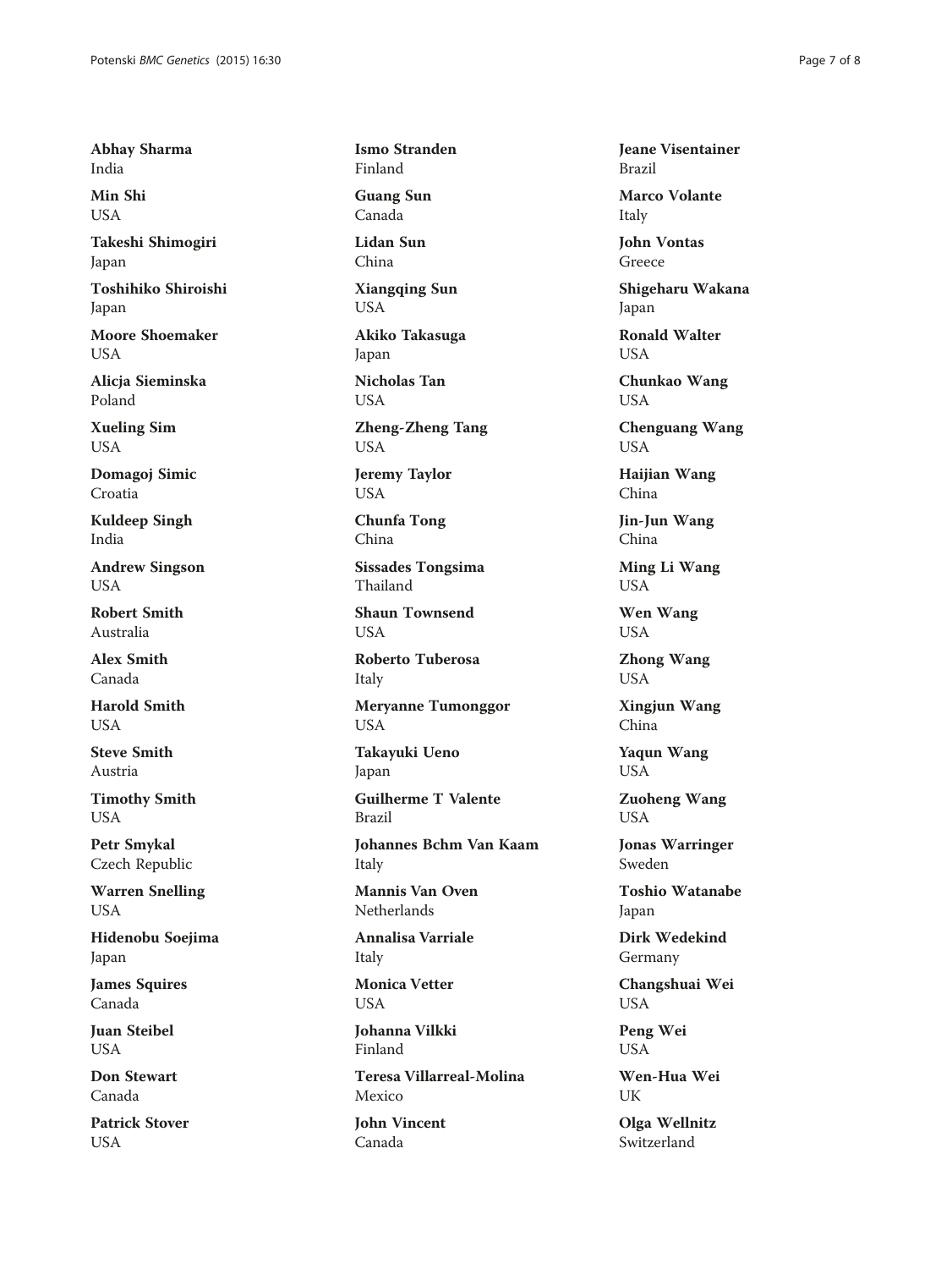**Abhay Sharma**
India

**Min Shi**
USA

**Takeshi Shimogiri**
Japan

**Toshihiko Shiroishi**
Japan

**Moore Shoemaker**
USA

**Alicja Sieminska**
Poland

**Xueling Sim**
USA

**Domagoj Simic**
Croatia

**Kuldeep Singh**
India

**Andrew Singson**
USA

**Robert Smith**
Australia

**Alex Smith**
Canada

**Harold Smith**
USA

**Steve Smith**
Austria

**Timothy Smith**
USA

**Petr Smykal**
Czech Republic

**Warren Snelling**
USA

**Hidenobu Soejima**
Japan

**James Squires**
Canada

**Juan Steibel**
USA

**Don Stewart**
Canada

**Patrick Stover**
USA

**Ismo Stranden**
Finland

**Guang Sun**
Canada

**Lidan Sun**
China

**Xiangqing Sun**
USA

**Akiko Takasuga**
Japan

**Nicholas Tan**
USA

**Zheng-Zheng Tang**
USA

**Jeremy Taylor**
USA

**Chunfa Tong**
China

**Sissades Tongsima**
Thailand

**Shaun Townsend**
USA

**Roberto Tuberosa**
Italy

**Meryanne Tumonggor**
USA

**Takayuki Ueno**
Japan

**Guilherme T Valente**
Brazil

**Johannes Bchm Van Kaam**
Italy

**Mannis Van Oven**
Netherlands

**Annalisa Varriale**
Italy

**Monica Vetter**
USA

**Johanna Vilkki**
Finland

**Teresa Villarreal-Molina**
Mexico

**John Vincent**
Canada

**Jeane Visentainer**
Brazil

**Marco Volante**
Italy

**John Vontas**
Greece

**Shigeharu Wakana**
Japan

**Ronald Walter**
USA

**Chunkao Wang**
USA

**Chenguang Wang**
USA

**Haijian Wang**
China

**Jin-Jun Wang**
China

**Ming Li Wang**
USA

**Wen Wang**
USA

**Zhong Wang**
USA

**Xingjun Wang**
China

**Yaqun Wang**
USA

**Zuoheng Wang**
USA

**Jonas Warringer**
Sweden

**Toshio Watanabe**
Japan

**Dirk Wedekind**
Germany

**Changshuai Wei**
USA

**Peng Wei**
USA

**Wen-Hua Wei**
UK

**Olga Wellnitz**
Switzerland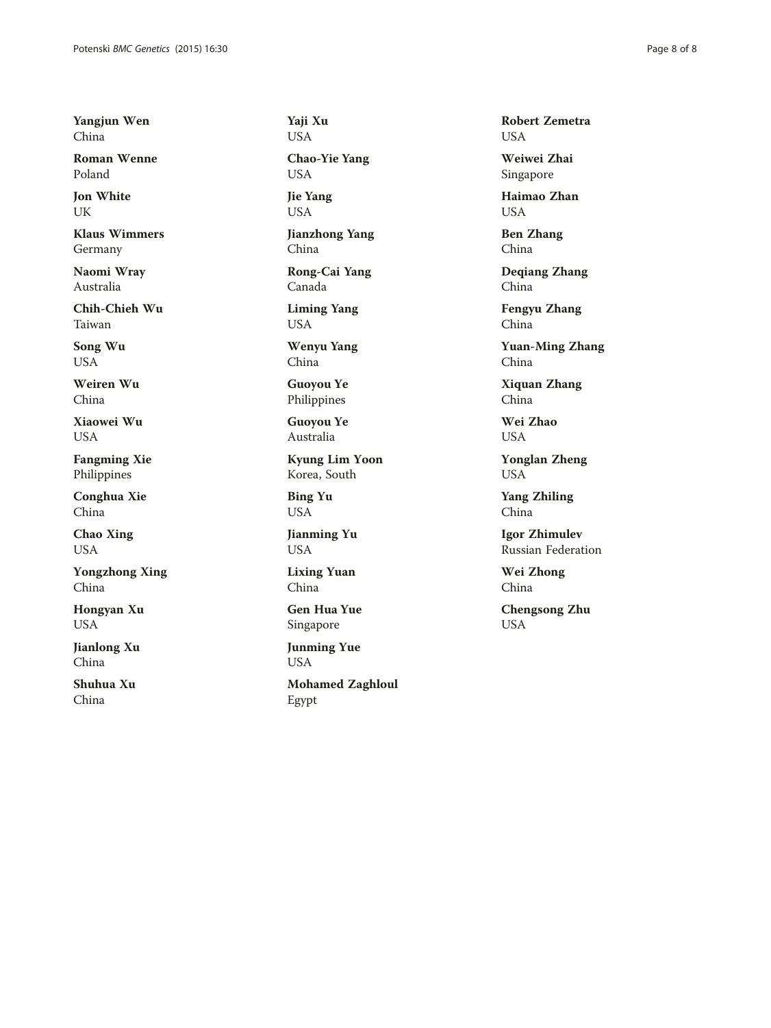**Yangjun Wen**
China

**Roman Wenne**
Poland

**Jon White**
UK

**Klaus Wimmers**
Germany

**Naomi Wray**
Australia

**Chih-Chieh Wu**
Taiwan

**Song Wu**
USA

**Weiren Wu**
China

**Xiaowei Wu**
USA

**Fangming Xie**
Philippines

**Conghua Xie**
China

**Chao Xing**
USA

**Yongzhong Xing**
China

**Hongyan Xu**
USA

**Jianlong Xu**
China

**Shuhua Xu**
China

**Yaji Xu**
USA

**Chao-Yie Yang**
USA

**Jie Yang**
USA

**Jianzhong Yang**
China

**Rong-Cai Yang**
Canada

**Liming Yang**
USA

**Wenyu Yang**
China

**Guoyou Ye**
Philippines

**Guoyou Ye**
Australia

**Kyung Lim Yoon**
Korea, South

**Bing Yu**
USA

**Jianming Yu**
USA

**Lixing Yuan**
China

**Gen Hua Yue**
Singapore

**Junming Yue**
USA

**Mohamed Zaghloul**
Egypt

**Robert Zemetra**
USA

**Weiwei Zhai**
Singapore

**Haimao Zhan**
USA

**Ben Zhang**
China

**Deqiang Zhang**
China

**Fengyu Zhang**
China

**Yuan-Ming Zhang**
China

**Xiquan Zhang**
China

**Wei Zhao**
USA

**Yonglan Zheng**
USA

**Yang Zhiling**
China

**Igor Zhimulev**
Russian Federation

**Wei Zhong**
China

**Chengsong Zhu**
USA